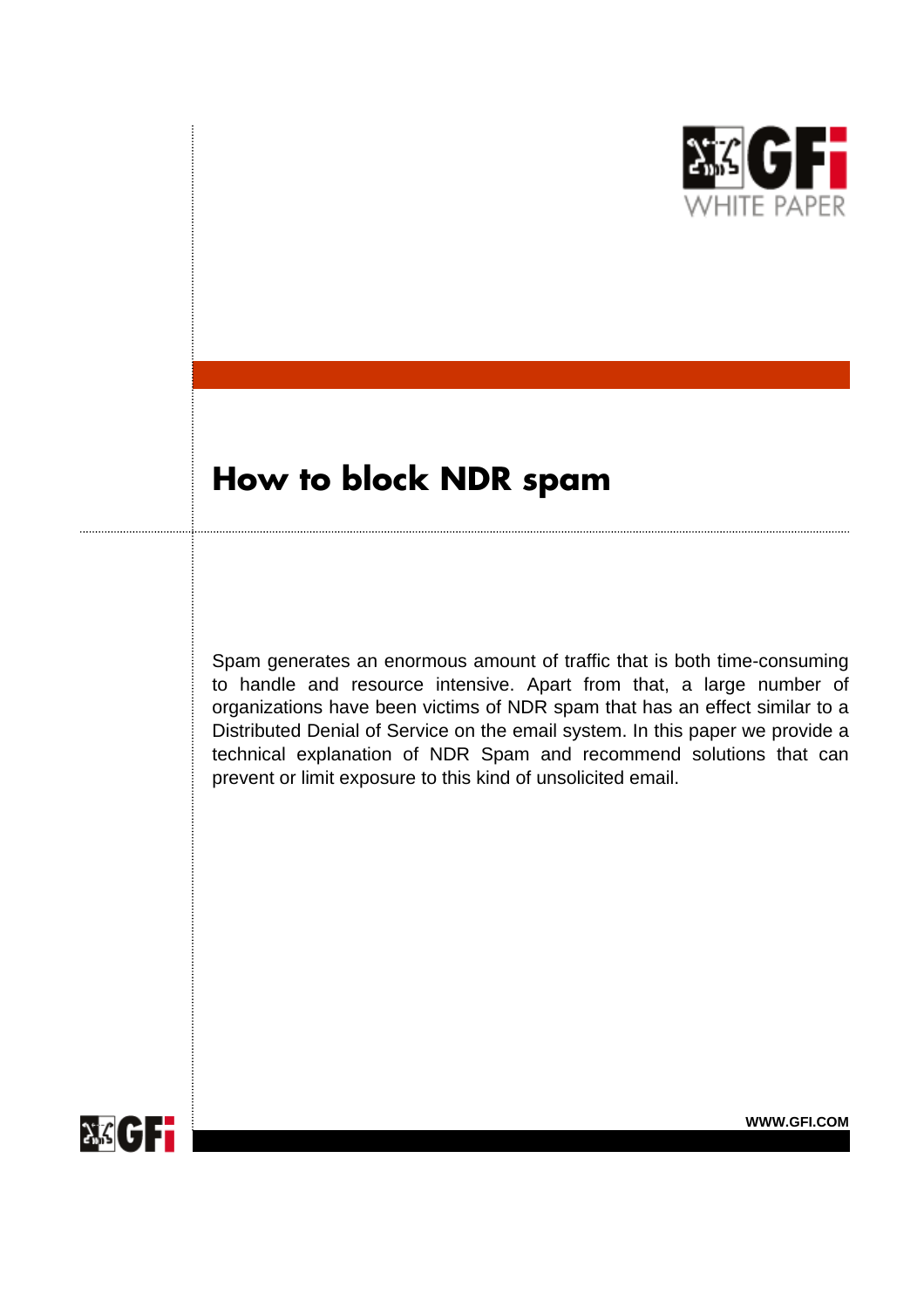# How to block NDR spam

Spam generates an enormous amount of traffic that is both time-consuming to handle and resource intensive. Apart from that, a large number of organizations have been victims of NDR spam that has an effect similar to a Distributed Denial of Service on the email system. In this paper we provide a technical explanation of NDR Spam and recommend solutions that can prevent or limit exposure to this kind of unsolicited email.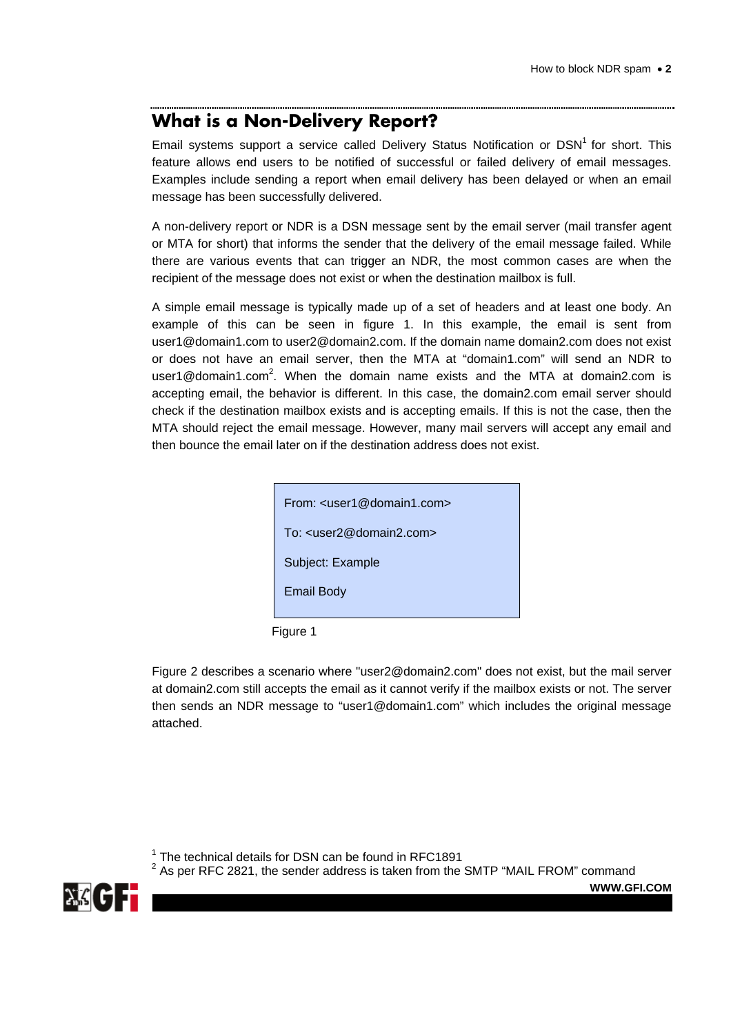## What is a Non-Delivery Report?

Email systems support a service called Delivery Status Notification or DSN[1] for short. This feature allows end users to be notified of successful or failed delivery of email messages. Examples include sending a report when email delivery has been delayed or when an email message has been successfully delivered.

A non-delivery report or NDR is a DSN message sent by the email server (mail transfer agent or MTA for short) that informs the sender that the delivery of the email message failed. While there are various events that can trigger an NDR, the most common cases are when the recipient of the message does not exist or when the destination mailbox is full.

A simple email message is typically made up of a set of headers and at least one body. An example of this can be seen in figure 1. In this example, the email is sent from user1@domain1.com to user2@domain2.com. If the domain name domain2.com does not exist or does not have an email server, then the MTA at "domain1.com" will send an NDR to user1@domain1.com[2]. When the domain name exists and the MTA at domain2.com is accepting email, the behavior is different. In this case, the domain2.com email server should check if the destination mailbox exists and is accepting emails. If this is not the case, then the MTA should reject the email message. However, many mail servers will accept any email and then bounce the email later on if the destination address does not exist.

```
From: <user1@domain1.com>

To: <user2@domain2.com>

Subject: Example

Email Body
```

Figure 1

Figure 2 describes a scenario where "user2@domain2.com" does not exist, but the mail server at domain2.com still accepts the email as it cannot verify if the mailbox exists or not. The server then sends an NDR message to "user1@domain1.com" which includes the original message attached.

[1] The technical details for DSN can be found in RFC1891

[2] As per RFC 2821, the sender address is taken from the SMTP "MAIL FROM" command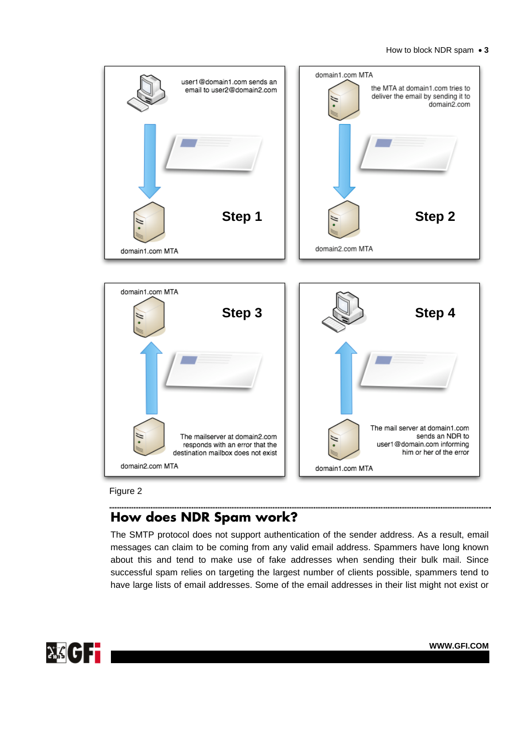Figure 2

## How does NDR Spam work?

The SMTP protocol does not support authentication of the sender address. As a result, email messages can claim to be coming from any valid email address. Spammers have long known about this and tend to make use of fake addresses when sending their bulk mail. Since successful spam relies on targeting the largest number of clients possible, spammers tend to have large lists of email addresses. Some of the email addresses in their list might not exist or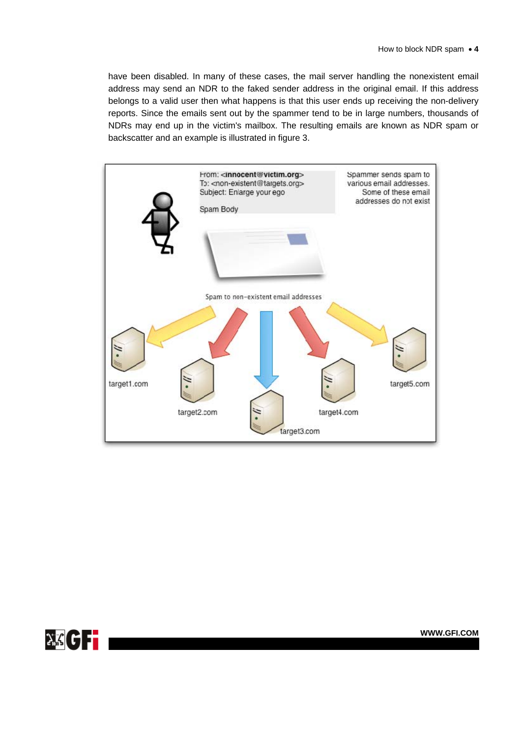have been disabled. In many of these cases, the mail server handling the nonexistent email address may send an NDR to the faked sender address in the original email. If this address belongs to a valid user then what happens is that this user ends up receiving the non-delivery reports. Since the emails sent out by the spammer tend to be in large numbers, thousands of NDRs may end up in the victim's mailbox. The resulting emails are known as NDR spam or backscatter and an example is illustrated in figure 3.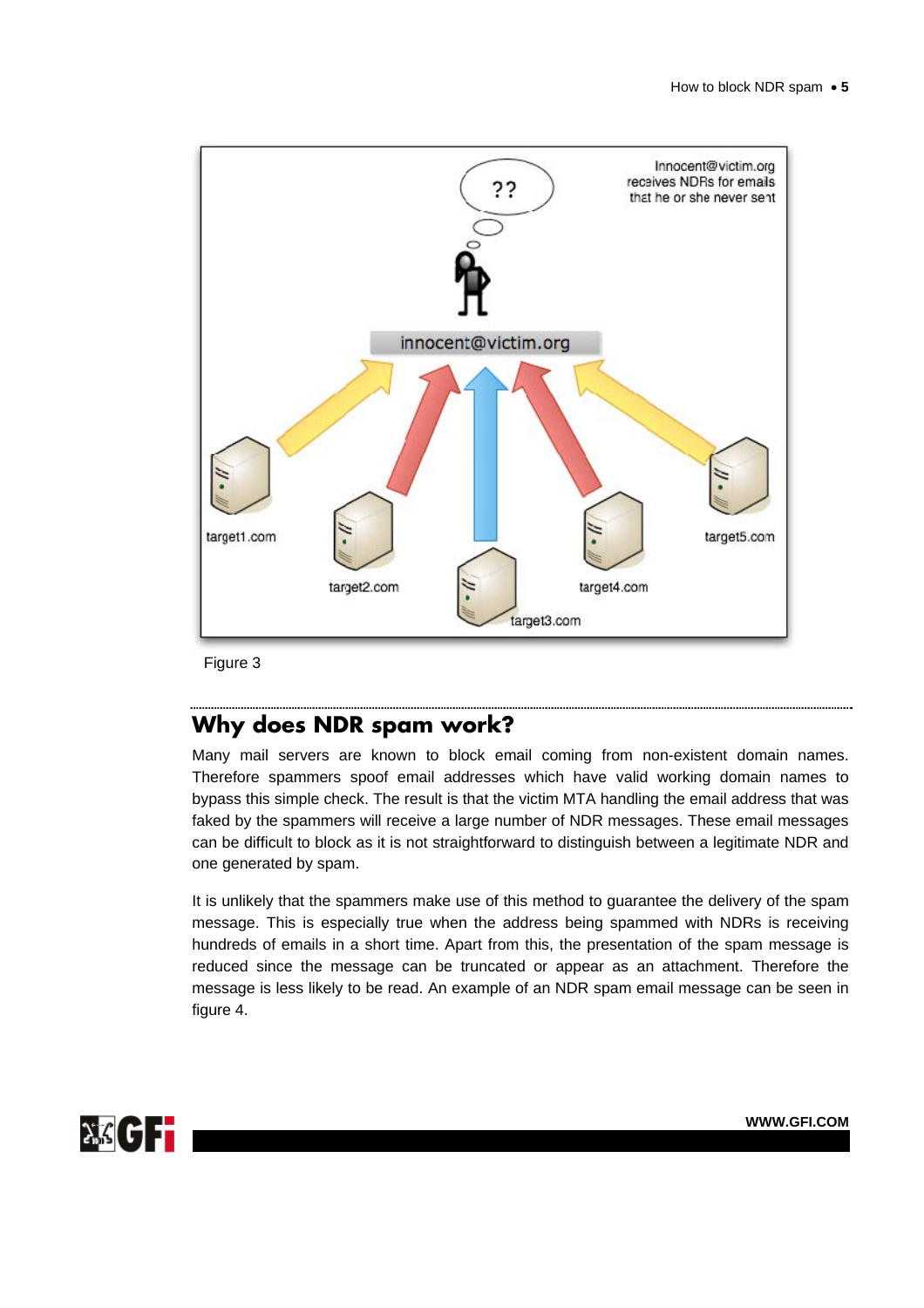Figure 3

## Why does NDR spam work?

Many mail servers are known to block email coming from non-existent domain names. Therefore spammers spoof email addresses which have valid working domain names to bypass this simple check. The result is that the victim MTA handling the email address that was faked by the spammers will receive a large number of NDR messages. These email messages can be difficult to block as it is not straightforward to distinguish between a legitimate NDR and one generated by spam.

It is unlikely that the spammers make use of this method to guarantee the delivery of the spam message. This is especially true when the address being spammed with NDRs is receiving hundreds of emails in a short time. Apart from this, the presentation of the spam message is reduced since the message can be truncated or appear as an attachment. Therefore the message is less likely to be read. An example of an NDR spam email message can be seen in figure 4.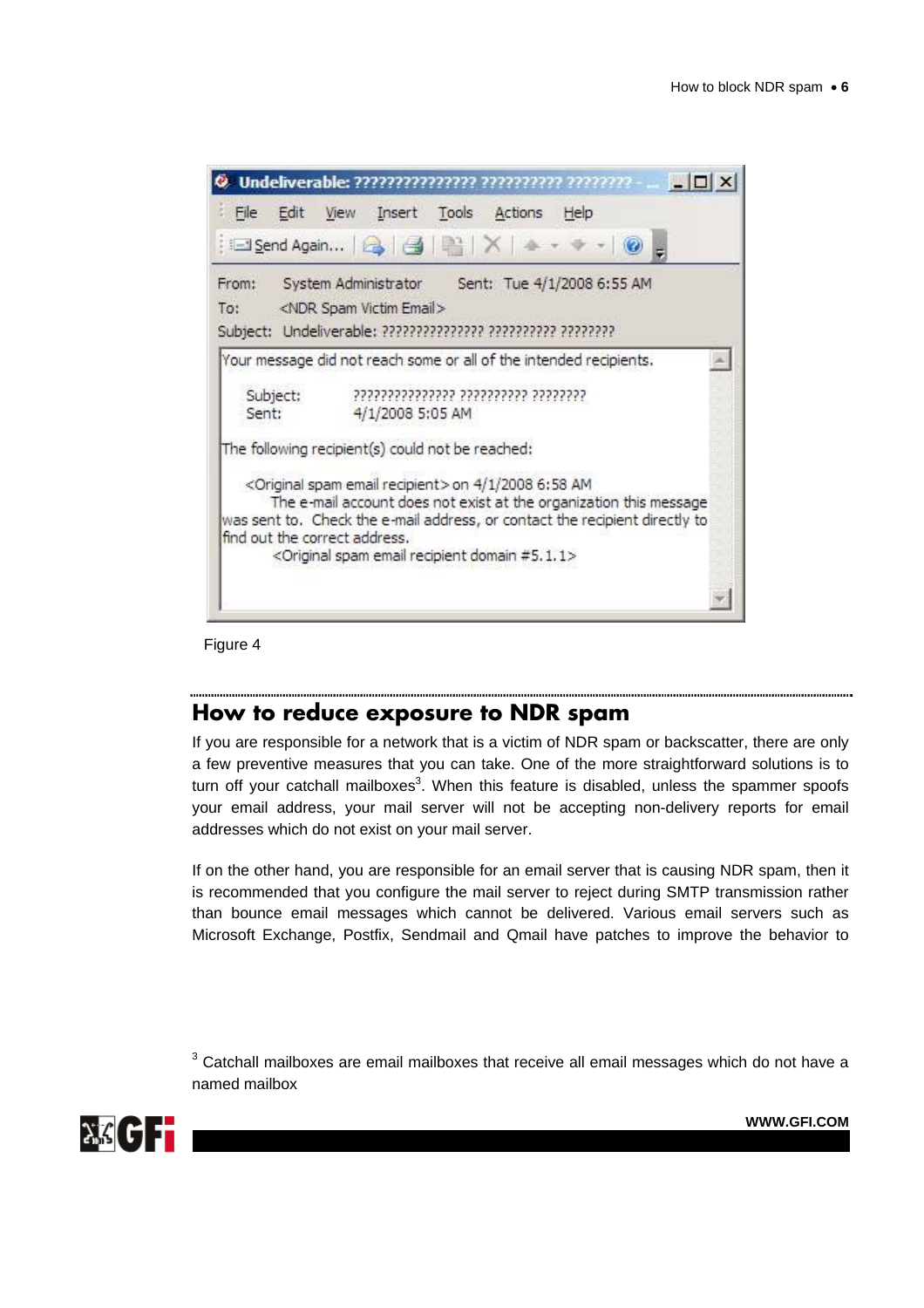Undeliverable: ??????????????? ?????????? ????????

File Edit View Insert Tools Actions Help

Send Again...

From: System Administrator Sent: Tue 4/1/2008 6:55 AM

To: <NDR Spam Victim Email>

Subject: Undeliverable: ??????????????? ?????????? ????????

Your message did not reach some or all of the intended recipients.

Subject: ??????????????? ?????????? ????????
Sent: 4/1/2008 5:05 AM

The following recipient(s) could not be reached:

<Original spam email recipient> on 4/1/2008 6:58 AM
The e-mail account does not exist at the organization this message was sent to. Check the e-mail address, or contact the recipient directly to find out the correct address.
<Original spam email recipient domain #5.1.1>

Figure 4

## How to reduce exposure to NDR spam

If you are responsible for a network that is a victim of NDR spam or backscatter, there are only a few preventive measures that you can take. One of the more straightforward solutions is to turn off your catchall mailboxes[3]. When this feature is disabled, unless the spammer spoofs your email address, your mail server will not be accepting non-delivery reports for email addresses which do not exist on your mail server.

If on the other hand, you are responsible for an email server that is causing NDR spam, then it is recommended that you configure the mail server to reject during SMTP transmission rather than bounce email messages which cannot be delivered. Various email servers such as Microsoft Exchange, Postfix, Sendmail and Qmail have patches to improve the behavior to

[3] Catchall mailboxes are email mailboxes that receive all email messages which do not have a named mailbox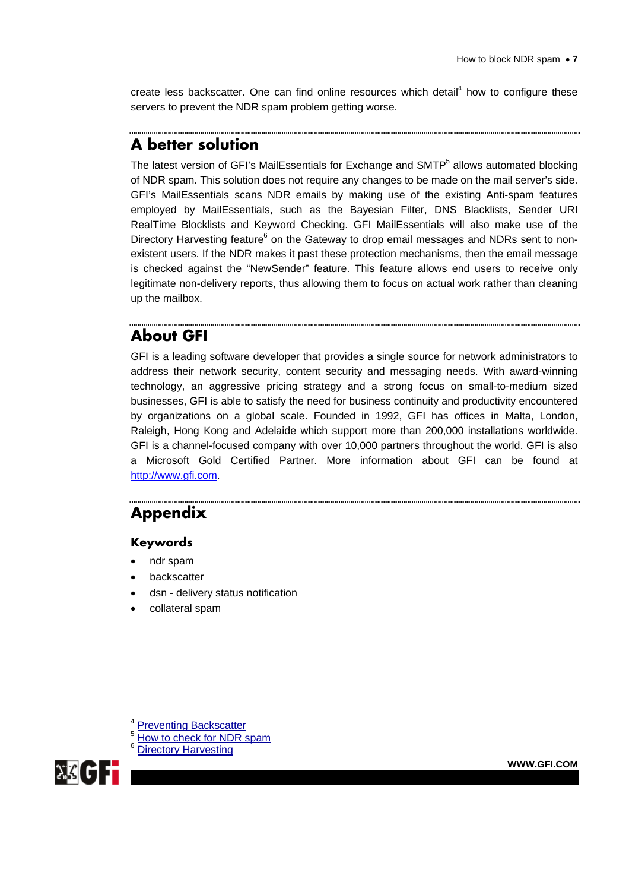create less backscatter. One can find online resources which detail[4] how to configure these servers to prevent the NDR spam problem getting worse.

## A better solution

The latest version of GFI's MailEssentials for Exchange and SMTP[5] allows automated blocking of NDR spam. This solution does not require any changes to be made on the mail server's side. GFI's MailEssentials scans NDR emails by making use of the existing Anti-spam features employed by MailEssentials, such as the Bayesian Filter, DNS Blacklists, Sender URI RealTime Blocklists and Keyword Checking. GFI MailEssentials will also make use of the Directory Harvesting feature[6] on the Gateway to drop email messages and NDRs sent to non-existent users. If the NDR makes it past these protection mechanisms, then the email message is checked against the "NewSender" feature. This feature allows end users to receive only legitimate non-delivery reports, thus allowing them to focus on actual work rather than cleaning up the mailbox.

## About GFI

GFI is a leading software developer that provides a single source for network administrators to address their network security, content security and messaging needs. With award-winning technology, an aggressive pricing strategy and a strong focus on small-to-medium sized businesses, GFI is able to satisfy the need for business continuity and productivity encountered by organizations on a global scale. Founded in 1992, GFI has offices in Malta, London, Raleigh, Hong Kong and Adelaide which support more than 200,000 installations worldwide. GFI is a channel-focused company with over 10,000 partners throughout the world. GFI is also a Microsoft Gold Certified Partner. More information about GFI can be found at http://www.gfi.com.

## Appendix

### Keywords

- ndr spam
- backscatter
- dsn - delivery status notification
- collateral spam

[4] Preventing Backscatter
[5] How to check for NDR spam
[6] Directory Harvesting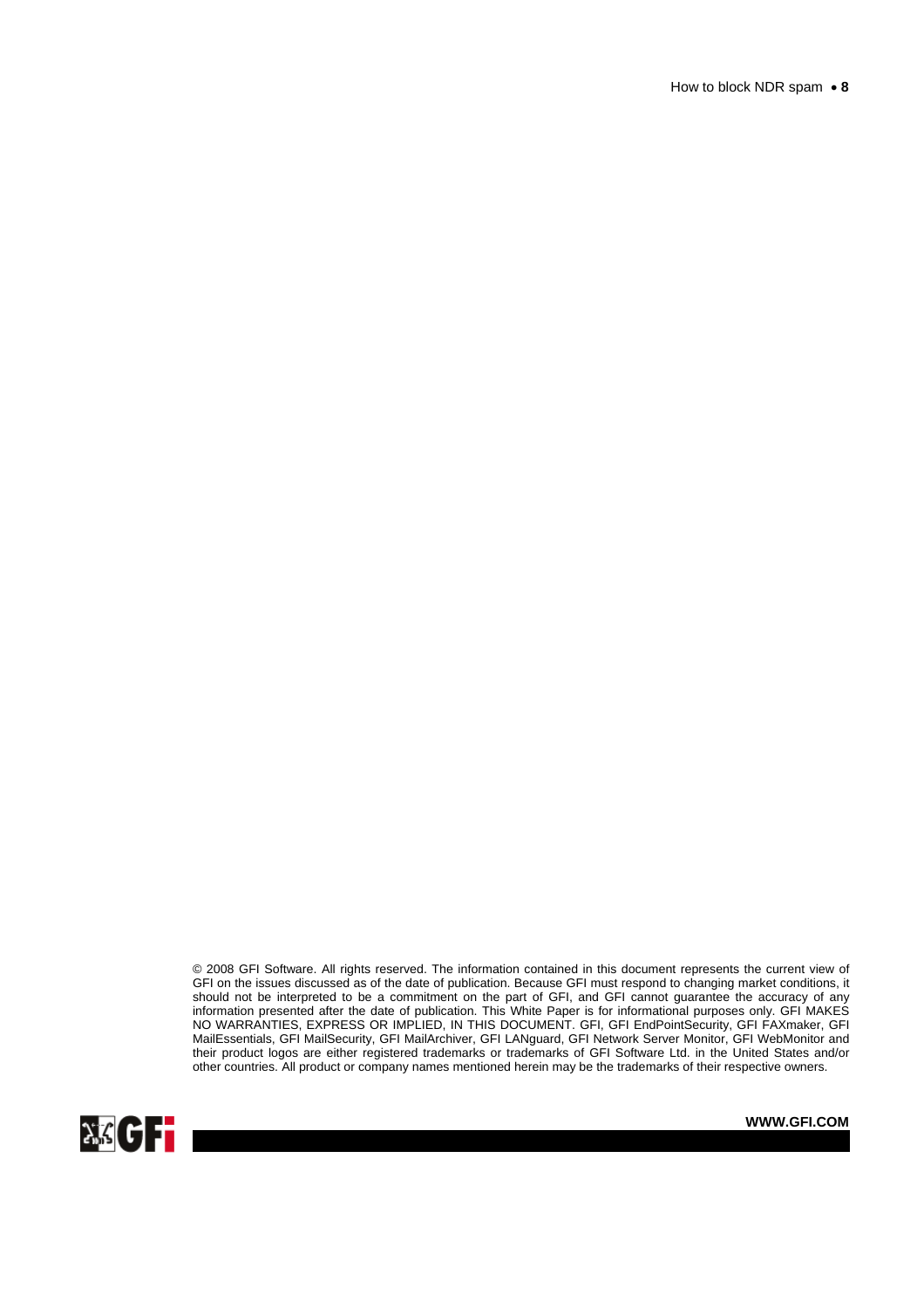© 2008 GFI Software. All rights reserved. The information contained in this document represents the current view of GFI on the issues discussed as of the date of publication. Because GFI must respond to changing market conditions, it should not be interpreted to be a commitment on the part of GFI, and GFI cannot guarantee the accuracy of any information presented after the date of publication. This White Paper is for informational purposes only. GFI MAKES NO WARRANTIES, EXPRESS OR IMPLIED, IN THIS DOCUMENT. GFI, GFI EndPointSecurity, GFI FAXmaker, GFI MailEssentials, GFI MailSecurity, GFI MailArchiver, GFI LANguard, GFI Network Server Monitor, GFI WebMonitor and their product logos are either registered trademarks or trademarks of GFI Software Ltd. in the United States and/or other countries. All product or company names mentioned herein may be the trademarks of their respective owners.

**WWW.GFI.COM**